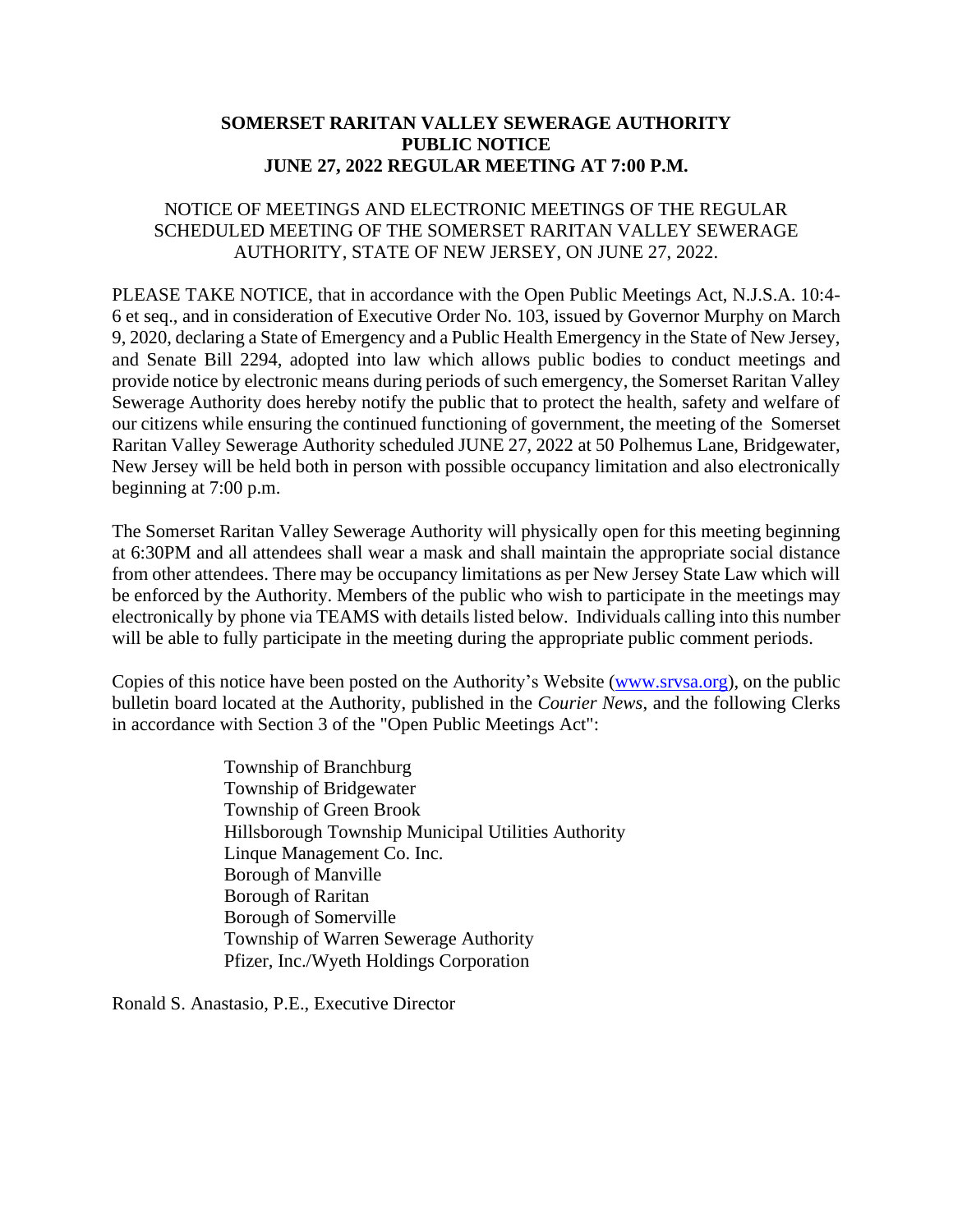**SOMERSET RARITAN VALLEY SEWERAGE AUTHORITY**
**PUBLIC NOTICE**
**JUNE 27, 2022 REGULAR MEETING AT 7:00 P.M.**

NOTICE OF MEETINGS AND ELECTRONIC MEETINGS OF THE REGULAR SCHEDULED MEETING OF THE SOMERSET RARITAN VALLEY SEWERAGE AUTHORITY, STATE OF NEW JERSEY, ON JUNE 27, 2022.

PLEASE TAKE NOTICE, that in accordance with the Open Public Meetings Act, N.J.S.A. 10:4-6 et seq., and in consideration of Executive Order No. 103, issued by Governor Murphy on March 9, 2020, declaring a State of Emergency and a Public Health Emergency in the State of New Jersey, and Senate Bill 2294, adopted into law which allows public bodies to conduct meetings and provide notice by electronic means during periods of such emergency, the Somerset Raritan Valley Sewerage Authority does hereby notify the public that to protect the health, safety and welfare of our citizens while ensuring the continued functioning of government, the meeting of the Somerset Raritan Valley Sewerage Authority scheduled JUNE 27, 2022 at 50 Polhemus Lane, Bridgewater, New Jersey will be held both in person with possible occupancy limitation and also electronically beginning at 7:00 p.m.

The Somerset Raritan Valley Sewerage Authority will physically open for this meeting beginning at 6:30PM and all attendees shall wear a mask and shall maintain the appropriate social distance from other attendees. There may be occupancy limitations as per New Jersey State Law which will be enforced by the Authority. Members of the public who wish to participate in the meetings may electronically by phone via TEAMS with details listed below. Individuals calling into this number will be able to fully participate in the meeting during the appropriate public comment periods.

Copies of this notice have been posted on the Authority's Website (www.srvsa.org), on the public bulletin board located at the Authority, published in the *Courier News*, and the following Clerks in accordance with Section 3 of the "Open Public Meetings Act":

Township of Branchburg
Township of Bridgewater
Township of Green Brook
Hillsborough Township Municipal Utilities Authority
Linque Management Co. Inc.
Borough of Manville
Borough of Raritan
Borough of Somerville
Township of Warren Sewerage Authority
Pfizer, Inc./Wyeth Holdings Corporation

Ronald S. Anastasio, P.E., Executive Director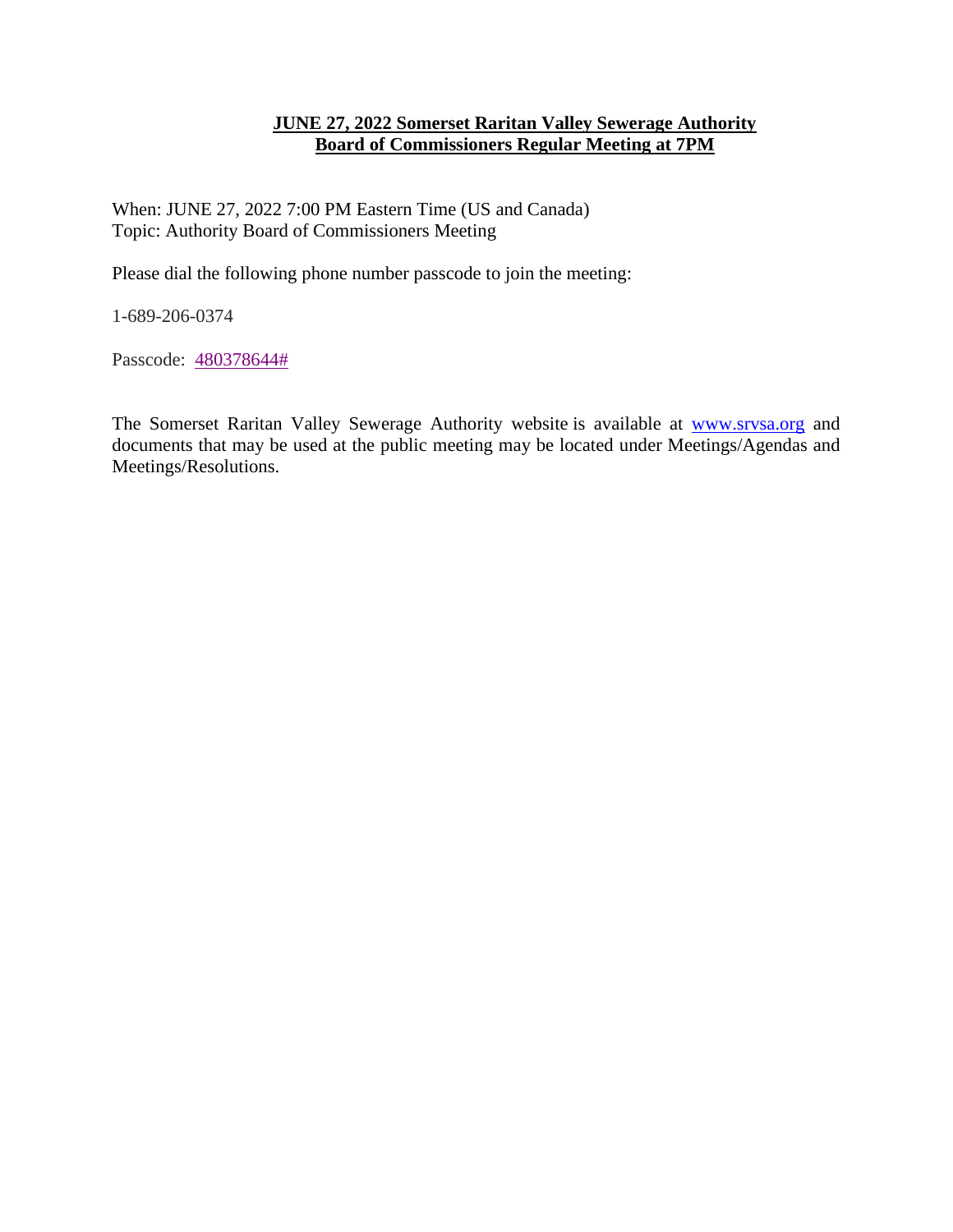**JUNE 27, 2022 Somerset Raritan Valley Sewerage Authority**
**Board of Commissioners Regular Meeting at 7PM**

When: JUNE 27, 2022 7:00 PM Eastern Time (US and Canada)
Topic: Authority Board of Commissioners Meeting

Please dial the following phone number passcode to join the meeting:

1-689-206-0374

Passcode: 480378644#

The Somerset Raritan Valley Sewerage Authority website is available at www.srvsa.org and documents that may be used at the public meeting may be located under Meetings/Agendas and Meetings/Resolutions.